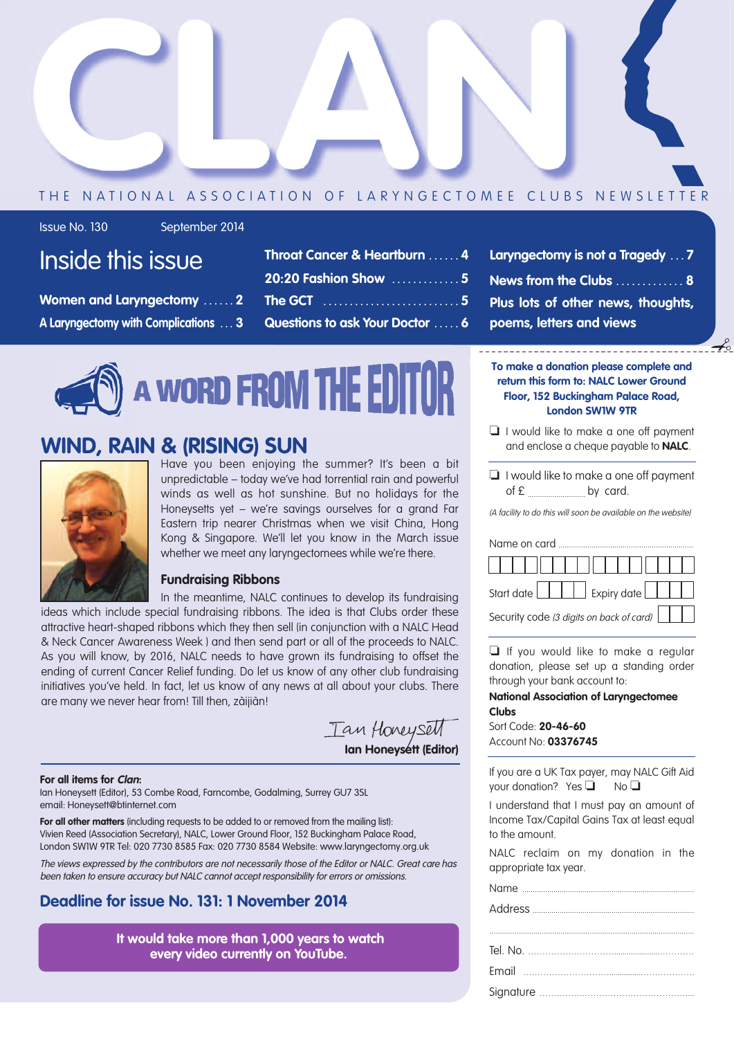# CLAN

THE NATIONAL ASSOCIATION OF LARYNGECTOMEE CLUBS NEWSLETTER

Issue No. 130 September 2014

## Inside this issue

- Women and Laryngectomy ...... 2
- A Laryngectomy with Complications ... 3
- Throat Cancer & Heartburn ...... 4
- 20:20 Fashion Show ............. 5
- The GCT ......................... 5
- Questions to ask Your Doctor ..... 6
- Laryngectomy is not a Tragedy ... 7
- News from the Clubs ............. 8
- Plus lots of other news, thoughts, poems, letters and views

## A WORD FROM THE EDITOR

### WIND, RAIN & (RISING) SUN

Have you been enjoying the summer? It's been a bit unpredictable – today we've had torrential rain and powerful winds as well as hot sunshine. But no holidays for the Honeysetts yet – we're savings ourselves for a grand Far Eastern trip nearer Christmas when we visit China, Hong Kong & Singapore. We'll let you know in the March issue whether we meet any laryngectomees while we're there.

**Fundraising Ribbons**

In the meantime, NALC continues to develop its fundraising ideas which include special fundraising ribbons. The idea is that Clubs order these attractive heart-shaped ribbons which they then sell (in conjunction with a NALC Head & Neck Cancer Awareness Week ) and then send part or all of the proceeds to NALC. As you will know, by 2016, NALC needs to have grown its fundraising to offset the ending of current Cancer Relief funding. Do let us know of any other club fundraising initiatives you've held. In fact, let us know of any news at all about your clubs. There are many we never hear from! Till then, zàijiàn!

*Ian Honeysett*
**Ian Honeysett (Editor)**

**For all items for *Clan*:**
Ian Honeysett (Editor), 53 Combe Road, Farncombe, Godalming, Surrey GU7 3SL
email: Honeysett@btinternet.com

**For all other matters** (including requests to be added to or removed from the mailing list):
Vivien Reed (Association Secretary), NALC, Lower Ground Floor, 152 Buckingham Palace Road, London SW1W 9TR Tel: 020 7730 8585 Fax: 020 7730 8584 Website: www.laryngectomy.org.uk

*The views expressed by the contributors are not necessarily those of the Editor or NALC. Great care has been taken to ensure accuracy but NALC cannot accept responsibility for errors or omissions.*

### Deadline for issue No. 131: 1 November 2014

**It would take more than 1,000 years to watch every video currently on YouTube.**

---

**To make a donation please complete and return this form to: NALC Lower Ground Floor, 152 Buckingham Palace Road, London SW1W 9TR**

❑ I would like to make a one off payment and enclose a cheque payable to **NALC**.

❑ I would like to make a one off payment of £ .................... by card.

*(A facility to do this will soon be available on the website)*

Name on card ..........................................

Start date ☐☐☐☐ Expiry date ☐☐☐☐

Security code *(3 digits on back of card)* ☐☐☐

❑ If you would like to make a regular donation, please set up a standing order through your bank account to:

**National Association of Laryngectomee Clubs**
Sort Code: **20-46-60**
Account No: **03376745**

If you are a UK Tax payer, may NALC Gift Aid your donation? Yes ❑ No ❑

I understand that I must pay an amount of Income Tax/Capital Gains Tax at least equal to the amount.

NALC reclaim on my donation in the appropriate tax year.

Name ..........................................

Address ..........................................

..........................................

Tel. No. ..........................................

Email ..........................................

Signature ..........................................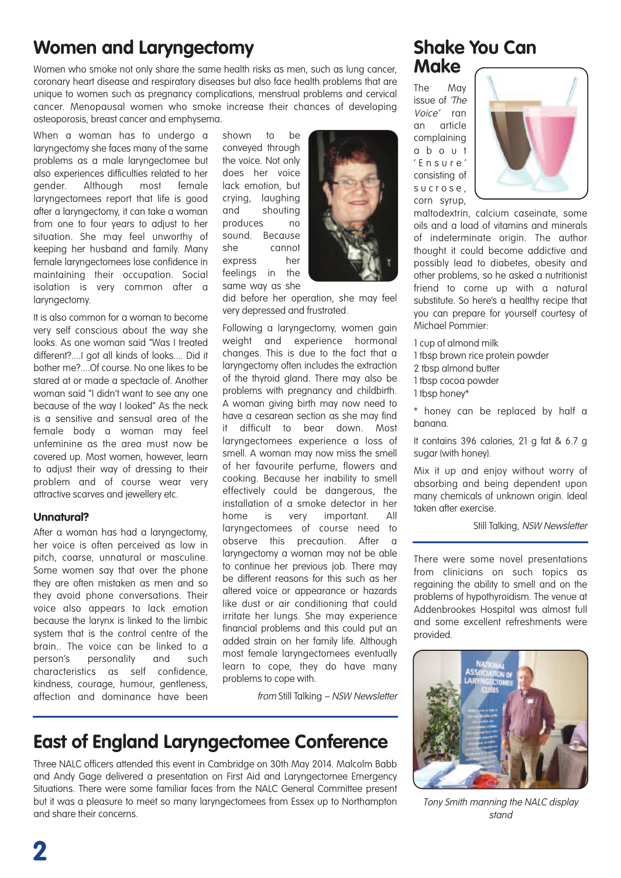## Women and Laryngectomy

Women who smoke not only share the same health risks as men, such as lung cancer, coronary heart disease and respiratory diseases but also face health problems that are unique to women such as pregnancy complications, menstrual problems and cervical cancer. Menopausal women who smoke increase their chances of developing osteoporosis, breast cancer and emphysema.

When a woman has to undergo a laryngectomy she faces many of the same problems as a male laryngectomee but also experiences difficulties related to her gender. Although most female laryngectomees report that life is good after a laryngectomy, it can take a woman from one to four years to adjust to her situation. She may feel unworthy of keeping her husband and family. Many female laryngectomees lose confidence in maintaining their occupation. Social isolation is very common after a laryngectomy.

It is also common for a woman to become very self conscious about the way she looks. As one woman said "Was I treated different?....I got all kinds of looks.... Did it bother me?....Of course. No one likes to be stared at or made a spectacle of. Another woman said "I didn't want to see any one because of the way I looked" As the neck is a sensitive and sensual area of the female body a woman may feel unfeminine as the area must now be covered up. Most women, however, learn to adjust their way of dressing to their problem and of course wear very attractive scarves and jewellery etc.

### Unnatural?

After a woman has had a laryngectomy, her voice is often perceived as low in pitch, coarse, unnatural or masculine. Some women say that over the phone they are often mistaken as men and so they avoid phone conversations. Their voice also appears to lack emotion because the larynx is linked to the limbic system that is the control centre of the brain.. The voice can be linked to a person's personality and such characteristics as self confidence, kindness, courage, humour, gentleness, affection and dominance have been shown to be conveyed through the voice. Not only does her voice lack emotion, but crying, laughing and shouting produces no sound. Because she cannot express her feelings in the same way as she did before her operation, she may feel very depressed and frustrated.

Following a laryngectomy, women gain weight and experience hormonal changes. This is due to the fact that a laryngectomy often includes the extraction of the thyroid gland. There may also be problems with pregnancy and childbirth. A woman giving birth may now need to have a cesarean section as she may find it difficult to bear down. Most laryngectomees experience a loss of smell. A woman may now miss the smell of her favourite perfume, flowers and cooking. Because her inability to smell effectively could be dangerous, the installation of a smoke detector in her home is very important. All laryngectomees of course need to observe this precaution. After a laryngectomy a woman may not be able to continue her previous job. There may be different reasons for this such as her altered voice or appearance or hazards like dust or air conditioning that could irritate her lungs. She may experience financial problems and this could put an added strain on her family life. Although most female laryngectomees eventually learn to cope, they do have many problems to cope with.

*from* Still Talking – *NSW Newsletter*

## East of England Laryngectomee Conference

Three NALC officers attended this event in Cambridge on 30th May 2014. Malcolm Babb and Andy Gage delivered a presentation on First Aid and Laryngectomee Emergency Situations. There were some familiar faces from the NALC General Committee present but it was a pleasure to meet so many laryngectomees from Essex up to Northampton and share their concerns.

There were some novel presentations from clinicians on such topics as regaining the ability to smell and on the problems of hypothyroidism. The venue at Addenbrookes Hospital was almost full and some excellent refreshments were provided.

*Tony Smith manning the NALC display stand*

## Shake You Can Make

The May issue of *'The Voice'* ran an article complaining about 'Ensure' consisting of sucrose, corn syrup, maltodextrin, calcium caseinate, some oils and a load of vitamins and minerals of indeterminate origin. The author thought it could become addictive and possibly lead to diabetes, obesity and other problems, so he asked a nutritionist friend to come up with a natural substitute. So here's a healthy recipe that you can prepare for yourself courtesy of Michael Pommier:

1 cup of almond milk
1 tbsp brown rice protein powder
2 tbsp almond butter
1 tbsp cocoa powder
1 tbsp honey*

* honey can be replaced by half a banana.

It contains 396 calories, 21 g fat & 6.7 g sugar (with honey).

Mix it up and enjoy without worry of absorbing and being dependent upon many chemicals of unknown origin. Ideal taken after exercise.

Still Talking, *NSW Newsletter*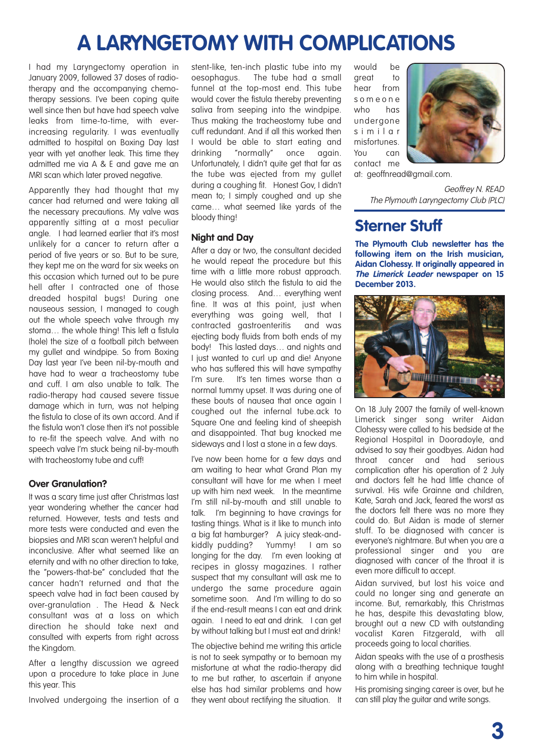# A LARYNGETOMY WITH COMPLICATIONS

I had my Laryngectomy operation in January 2009, followed 37 doses of radio-therapy and the accompanying chemo-therapy sessions. I've been coping quite well since then but have had speech valve leaks from time-to-time, with ever-increasing regularity. I was eventually admitted to hospital on Boxing Day last year with yet another leak. This time they admitted me via A & E and gave me an MRI scan which later proved negative.

Apparently they had thought that my cancer had returned and were taking all the necessary precautions. My valve was apparently sitting at a most peculiar angle. I had learned earlier that it's most unlikely for a cancer to return after a period of five years or so. But to be sure, they kept me on the ward for six weeks on this occasion which turned out to be pure hell after I contracted one of those dreaded hospital bugs! During one nauseous session, I managed to cough out the whole speech valve through my stoma… the whole thing! This left a fistula (hole) the size of a football pitch between my gullet and windpipe. So from Boxing Day last year I've been nil-by-mouth and have had to wear a tracheostomy tube and cuff. I am also unable to talk. The radio-therapy had caused severe tissue damage which in turn, was not helping the fistula to close of its own accord. And if the fistula won't close then it's not possible to re-fit the speech valve. And with no speech valve I'm stuck being nil-by-mouth with tracheostomy tube and cuff!

### Over Granulation?

It was a scary time just after Christmas last year wondering whether the cancer had returned. However, tests and tests and more tests were conducted and even the biopsies and MRI scan weren't helpful and inconclusive. After what seemed like an eternity and with no other direction to take, the "powers-that-be" concluded that the cancer hadn't returned and that the speech valve had in fact been caused by over-granulation . The Head & Neck consultant was at a loss on which direction he should take next and consulted with experts from right across the Kingdom.

After a lengthy discussion we agreed upon a procedure to take place in June this year. This

Involved undergoing the insertion of a stent-like, ten-inch plastic tube into my oesophagus. The tube had a small funnel at the top-most end. This tube would cover the fistula thereby preventing saliva from seeping into the windpipe. Thus making the tracheostomy tube and cuff redundant. And if all this worked then I would be able to start eating and drinking "normally" once again. Unfortunately, I didn't quite get that far as the tube was ejected from my gullet during a coughing fit. Honest Gov, I didn't mean to; I simply coughed and up she came… what seemed like yards of the bloody thing!

### Night and Day

After a day or two, the consultant decided he would repeat the procedure but this time with a little more robust approach. He would also stitch the fistula to aid the closing process. And… everything went fine. It was at this point, just when everything was going well, that I contracted gastroenteritis and was ejecting body fluids from both ends of my body! This lasted days… and nights and I just wanted to curl up and die! Anyone who has suffered this will have sympathy I'm sure. It's ten times worse than a normal tummy upset. It was during one of these bouts of nausea that once again I coughed out the infernal tube.ack to Square One and feeling kind of sheepish and disappointed. That bug knocked me sideways and I lost a stone in a few days.

I've now been home for a few days and am waiting to hear what Grand Plan my consultant will have for me when I meet up with him next week. In the meantime I'm still nil-by-mouth and still unable to talk. I'm beginning to have cravings for tasting things. What is it like to munch into a big fat hamburger? A juicy steak-and-kiddly pudding? Yummy! I am so longing for the day. I'm even looking at recipes in glossy magazines. I rather suspect that my consultant will ask me to undergo the same procedure again sometime soon. And I'm willing to do so if the end-result means I can eat and drink again. I need to eat and drink. I can get by without talking but I must eat and drink!

The objective behind me writing this article is not to seek sympathy or to bemoan my misfortune at what the radio-therapy did to me but rather, to ascertain if anyone else has had similar problems and how they went about rectifying the situation. It would be great to hear from someone who has undergone similar misfortunes. You can contact me at: geoffnread@gmail.com.

*Geoffrey N. READ*
*The Plymouth Laryngectomy Club (PLC)*

## Sterner Stuff

**The Plymouth Club newsletter has the following item on the Irish musician, Aidan Clohessy. It originally appeared in *The Limerick Leader* newspaper on 15 December 2013.**

On 18 July 2007 the family of well-known Limerick singer song writer Aidan Clohessy were called to his bedside at the Regional Hospital in Dooradoyle, and advised to say their goodbyes. Aidan had throat cancer and had serious complication after his operation of 2 July and doctors felt he had little chance of survival. His wife Grainne and children, Kate, Sarah and Jack, feared the worst as the doctors felt there was no more they could do. But Aidan is made of sterner stuff. To be diagnosed with cancer is everyone's nightmare. But when you are a professional singer and you are diagnosed with cancer of the throat it is even more difficult to accept.

Aidan survived, but lost his voice and could no longer sing and generate an income. But, remarkably, this Christmas he has, despite this devastating blow, brought out a new CD with outstanding vocalist Karen Fitzgerald, with all proceeds going to local charities.

Aidan speaks with the use of a prosthesis along with a breathing technique taught to him while in hospital.

His promising singing career is over, but he can still play the guitar and write songs.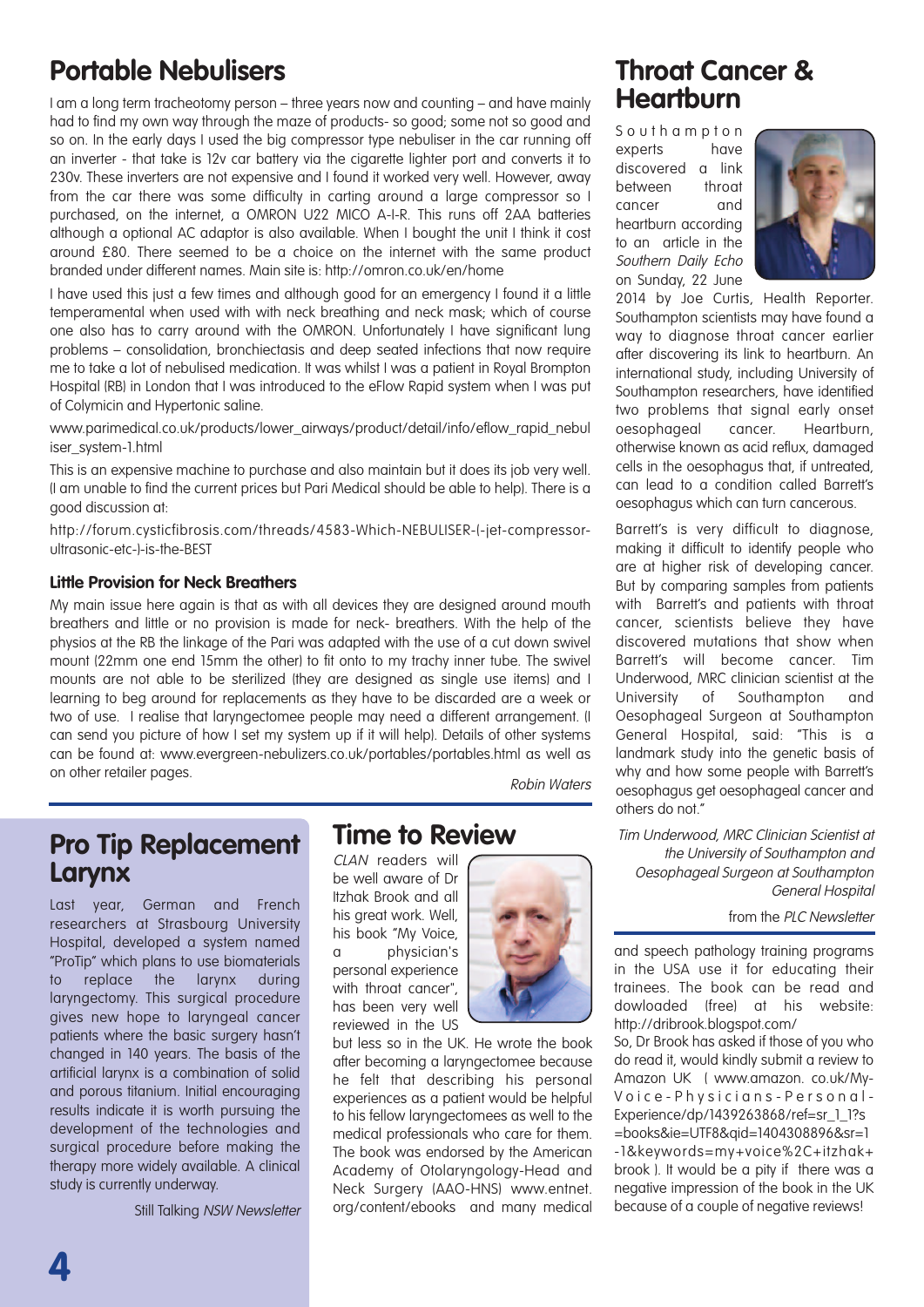## Portable Nebulisers

I am a long term tracheotomy person – three years now and counting – and have mainly had to find my own way through the maze of products- so good; some not so good and so on. In the early days I used the big compressor type nebuliser in the car running off an inverter - that take is 12v car battery via the cigarette lighter port and converts it to 230v. These inverters are not expensive and I found it worked very well. However, away from the car there was some difficulty in carting around a large compressor so I purchased, on the internet, a OMRON U22 MICO A-I-R. This runs off 2AA batteries although a optional AC adaptor is also available. When I bought the unit I think it cost around £80. There seemed to be a choice on the internet with the same product branded under different names. Main site is: http://omron.co.uk/en/home

I have used this just a few times and although good for an emergency I found it a little temperamental when used with with neck breathing and neck mask; which of course one also has to carry around with the OMRON. Unfortunately I have significant lung problems – consolidation, bronchiectasis and deep seated infections that now require me to take a lot of nebulised medication. It was whilst I was a patient in Royal Brompton Hospital (RB) in London that I was introduced to the eFlow Rapid system when I was put of Colymicin and Hypertonic saline.

www.parimedical.co.uk/products/lower_airways/product/detail/info/eflow_rapid_nebuliser_system-1.html

This is an expensive machine to purchase and also maintain but it does its job very well. (I am unable to find the current prices but Pari Medical should be able to help). There is a good discussion at:

http://forum.cysticfibrosis.com/threads/4583-Which-NEBULISER-(-jet-compressor-ultrasonic-etc-)-is-the-BEST

### Little Provision for Neck Breathers

My main issue here again is that as with all devices they are designed around mouth breathers and little or no provision is made for neck- breathers. With the help of the physios at the RB the linkage of the Pari was adapted with the use of a cut down swivel mount (22mm one end 15mm the other) to fit onto to my trachy inner tube. The swivel mounts are not able to be sterilized (they are designed as single use items) and I learning to beg around for replacements as they have to be discarded are a week or two of use. I realise that laryngectomee people may need a different arrangement. (I can send you picture of how I set my system up if it will help). Details of other systems can be found at: www.evergreen-nebulizers.co.uk/portables/portables.html as well as on other retailer pages.

*Robin Waters*

## Pro Tip Replacement Larynx

Last year, German and French researchers at Strasbourg University Hospital, developed a system named "ProTip" which plans to use biomaterials to replace the larynx during laryngectomy. This surgical procedure gives new hope to laryngeal cancer patients where the basic surgery hasn't changed in 140 years. The basis of the artificial larynx is a combination of solid and porous titanium. Initial encouraging results indicate it is worth pursuing the development of the technologies and surgical procedure before making the therapy more widely available. A clinical study is currently underway.

Still Talking *NSW Newsletter*

## Time to Review

*CLAN* readers will be well aware of Dr Itzhak Brook and all his great work. Well, his book "My Voice, a physician's personal experience with throat cancer", has been very well reviewed in the US but less so in the UK. He wrote the book after becoming a laryngectomee because he felt that describing his personal experiences as a patient would be helpful to his fellow laryngectomees as well to the medical professionals who care for them. The book was endorsed by the American Academy of Otolaryngology-Head and Neck Surgery (AAO-HNS) www.entnet.org/content/ebooks and many medical and speech pathology training programs in the USA use it for educating their trainees. The book can be read and dowloaded (free) at his website: http://dribrook.blogspot.com/

So, Dr Brook has asked if those of you who do read it, would kindly submit a review to Amazon UK ( www.amazon.co.uk/My-Voice-Physicians-Personal-Experience/dp/1439263868/ref=sr_1_1?s=books&ie=UTF8&qid=1404308896&sr=1-1&keywords=my+voice%2C+itzhak+brook ). It would be a pity if there was a negative impression of the book in the UK because of a couple of negative reviews!

## Throat Cancer & Heartburn

Southampton experts have discovered a link between throat cancer and heartburn according to an article in the *Southern Daily Echo* on Sunday, 22 June 2014 by Joe Curtis, Health Reporter. Southampton scientists may have found a way to diagnose throat cancer earlier after discovering its link to heartburn. An international study, including University of Southampton researchers, have identified two problems that signal early onset oesophageal cancer. Heartburn, otherwise known as acid reflux, damaged cells in the oesophagus that, if untreated, can lead to a condition called Barrett's oesophagus which can turn cancerous.

Barrett's is very difficult to diagnose, making it difficult to identify people who are at higher risk of developing cancer. But by comparing samples from patients with Barrett's and patients with throat cancer, scientists believe they have discovered mutations that show when Barrett's will become cancer. Tim Underwood, MRC clinician scientist at the University of Southampton and Oesophageal Surgeon at Southampton General Hospital, said: "This is a landmark study into the genetic basis of why and how some people with Barrett's oesophagus get oesophageal cancer and others do not."

*Tim Underwood, MRC Clinician Scientist at the University of Southampton and Oesophageal Surgeon at Southampton General Hospital*

from the *PLC Newsletter*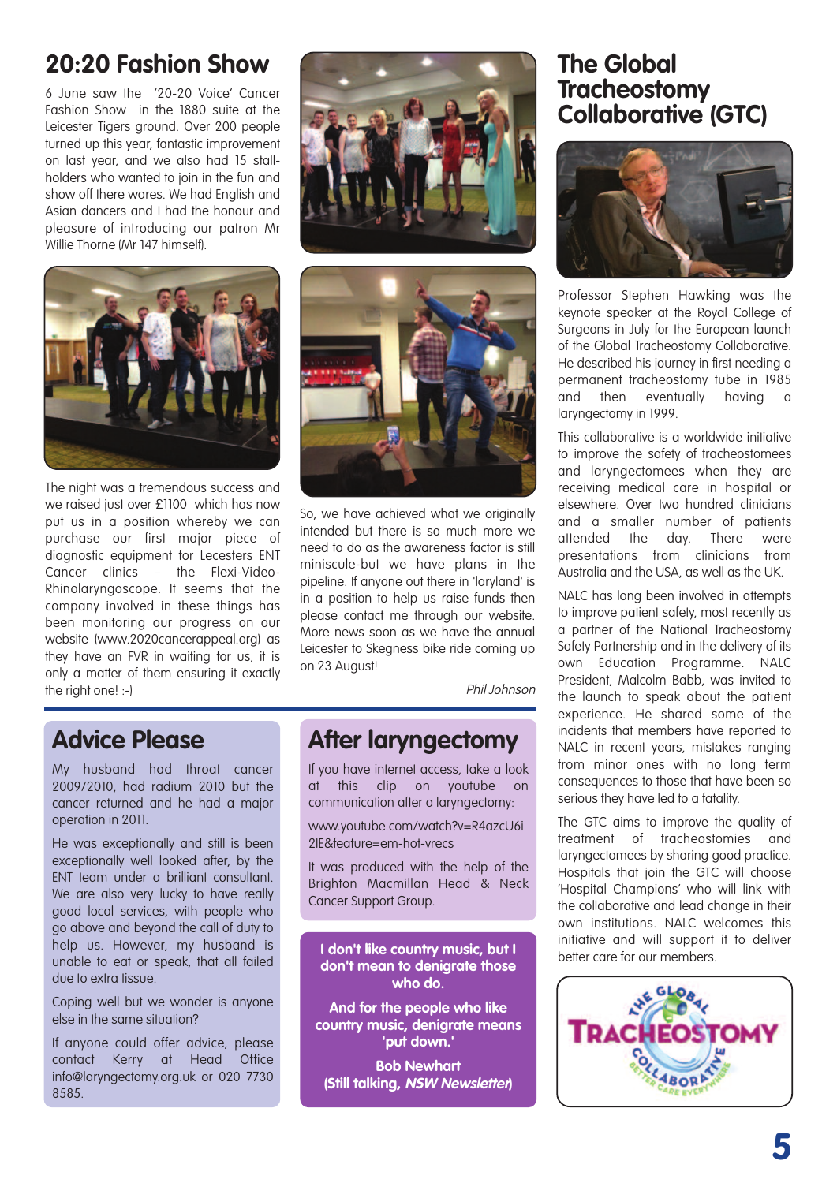## 20:20 Fashion Show

6 June saw the '20-20 Voice' Cancer Fashion Show in the 1880 suite at the Leicester Tigers ground. Over 200 people turned up this year, fantastic improvement on last year, and we also had 15 stall-holders who wanted to join in the fun and show off there wares. We had English and Asian dancers and I had the honour and pleasure of introducing our patron Mr Willie Thorne (Mr 147 himself).

The night was a tremendous success and we raised just over £1100 which has now put us in a position whereby we can purchase our first major piece of diagnostic equipment for Lecesters ENT Cancer clinics – the Flexi-Video-Rhinolaryngoscope. It seems that the company involved in these things has been monitoring our progress on our website (www.2020cancerappeal.org) as they have an FVR in waiting for us, it is only a matter of them ensuring it exactly the right one! :-)

So, we have achieved what we originally intended but there is so much more we need to do as the awareness factor is still miniscule-but we have plans in the pipeline. If anyone out there in 'laryland' is in a position to help us raise funds then please contact me through our website. More news soon as we have the annual Leicester to Skegness bike ride coming up on 23 August!

*Phil Johnson*

## Advice Please

My husband had throat cancer 2009/2010, had radium 2010 but the cancer returned and he had a major operation in 2011.

He was exceptionally and still is been exceptionally well looked after, by the ENT team under a brilliant consultant. We are also very lucky to have really good local services, with people who go above and beyond the call of duty to help us. However, my husband is unable to eat or speak, that all failed due to extra tissue.

Coping well but we wonder is anyone else in the same situation?

If anyone could offer advice, please contact Kerry at Head Office info@laryngectomy.org.uk or 020 7730 8585.

## After laryngectomy

If you have internet access, take a look at this clip on youtube on communication after a laryngectomy:

www.youtube.com/watch?v=R4azcU6i2lE&feature=em-hot-vrecs

It was produced with the help of the Brighton Macmillan Head & Neck Cancer Support Group.

**I don't like country music, but I don't mean to denigrate those who do.**

**And for the people who like country music, denigrate means 'put down.'**

**Bob Newhart**
**(Still talking, *NSW Newsletter*)**

## The Global Tracheostomy Collaborative (GTC)

Professor Stephen Hawking was the keynote speaker at the Royal College of Surgeons in July for the European launch of the Global Tracheostomy Collaborative. He described his journey in first needing a permanent tracheostomy tube in 1985 and then eventually having a laryngectomy in 1999.

This collaborative is a worldwide initiative to improve the safety of tracheostomees and laryngectomees when they are receiving medical care in hospital or elsewhere. Over two hundred clinicians and a smaller number of patients attended the day. There were presentations from clinicians from Australia and the USA, as well as the UK.

NALC has long been involved in attempts to improve patient safety, most recently as a partner of the National Tracheostomy Safety Partnership and in the delivery of its own Education Programme. NALC President, Malcolm Babb, was invited to the launch to speak about the patient experience. He shared some of the incidents that members have reported to NALC in recent years, mistakes ranging from minor ones with no long term consequences to those that have been so serious they have led to a fatality.

The GTC aims to improve the quality of treatment of tracheostomies and laryngectomees by sharing good practice. Hospitals that join the GTC will choose 'Hospital Champions' who will link with the collaborative and lead change in their own institutions. NALC welcomes this initiative and will support it to deliver better care for our members.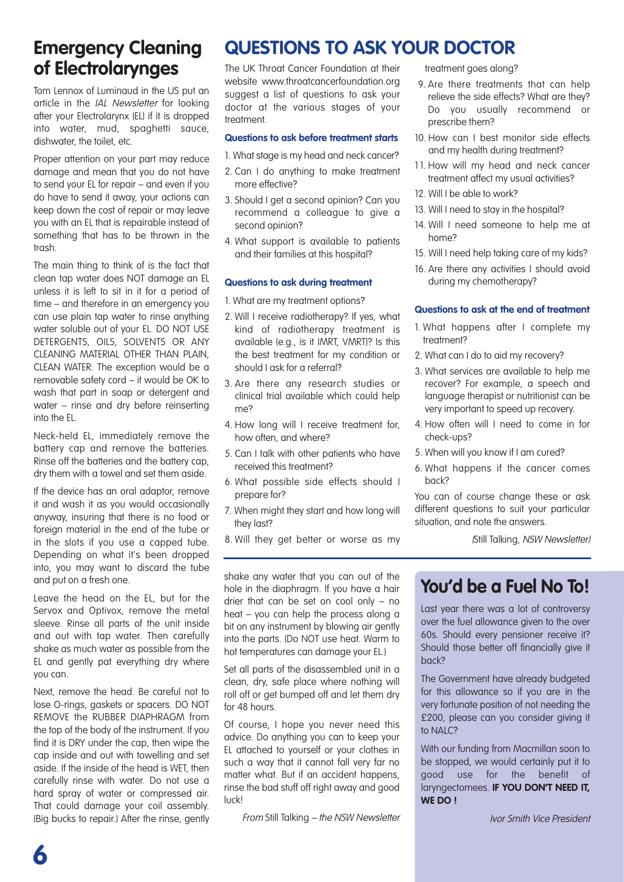# Emergency Cleaning of Electrolarynges

Tom Lennox of Luminaud in the US put an article in the *IAL Newsletter* for looking after your Electrolarynx (EL) if it is dropped into water, mud, spaghetti sauce, dishwater, the toilet, etc.

Proper attention on your part may reduce damage and mean that you do not have to send your EL for repair – and even if you do have to send it away, your actions can keep down the cost of repair or may leave you with an EL that is repairable instead of something that has to be thrown in the trash.

The main thing to think of is the fact that clean tap water does NOT damage an EL unless it is left to sit in it for a period of time – and therefore in an emergency you can use plain tap water to rinse anything water soluble out of your EL. DO NOT USE DETERGENTS, OILS, SOLVENTS OR ANY CLEANING MATERIAL OTHER THAN PLAIN, CLEAN WATER. The exception would be a removable safety cord – it would be OK to wash that part in soap or detergent and water – rinse and dry before reinserting into the EL.

Neck-held EL, immediately remove the battery cap and remove the batteries. Rinse off the batteries and the battery cap, dry them with a towel and set them aside.

If the device has an oral adaptor, remove it and wash it as you would occasionally anyway, insuring that there is no food or foreign material in the end of the tube or in the slots if you use a capped tube. Depending on what it's been dropped into, you may want to discard the tube and put on a fresh one.

Leave the head on the EL, but for the Servox and Optivox, remove the metal sleeve. Rinse all parts of the unit inside and out with tap water. Then carefully shake as much water as possible from the EL and gently pat everything dry where you can.

Next, remove the head. Be careful not to lose O-rings, gaskets or spacers. DO NOT REMOVE the RUBBER DIAPHRAGM from the top of the body of the instrument. If you find it is DRY under the cap, then wipe the cap inside and out with towelling and set aside. If the inside of the head is WET, then carefully rinse with water. Do not use a hard spray of water or compressed air. That could damage your coil assembly. (Big bucks to repair.) After the rinse, gently shake any water that you can out of the hole in the diaphragm. If you have a hair drier that can be set on cool only – no heat – you can help the process along a bit on any instrument by blowing air gently into the parts. (Do NOT use heat. Warm to hot temperatures can damage your EL.)

Set all parts of the disassembled unit in a clean, dry, safe place where nothing will roll off or get bumped off and let them dry for 48 hours.

Of course, I hope you never need this advice. Do anything you can to keep your EL attached to yourself or your clothes in such a way that it cannot fall very far no matter what. But if an accident happens, rinse the bad stuff off right away and good luck!

*From* Still Talking *– the NSW Newsletter*

# QUESTIONS TO ASK YOUR DOCTOR

The UK Throat Cancer Foundation at their website www.throatcancerfoundation.org suggest a list of questions to ask your doctor at the various stages of your treatment.

### Questions to ask before treatment starts

1. What stage is my head and neck cancer?
2. Can I do anything to make treatment more effective?
3. Should I get a second opinion? Can you recommend a colleague to give a second opinion?
4. What support is available to patients and their families at this hospital?

### Questions to ask during treatment

1. What are my treatment options?
2. Will I receive radiotherapy? If yes, what kind of radiotherapy treatment is available (e.g., is it IMRT, VMRT)? Is this the best treatment for my condition or should I ask for a referral?
3. Are there any research studies or clinical trial available which could help me?
4. How long will I receive treatment for, how often, and where?
5. Can I talk with other patients who have received this treatment?
6. What possible side effects should I prepare for?
7. When might they start and how long will they last?
8. Will they get better or worse as my treatment goes along?
9. Are there treatments that can help relieve the side effects? What are they? Do you usually recommend or prescribe them?
10. How can I best monitor side effects and my health during treatment?
11. How will my head and neck cancer treatment affect my usual activities?
12. Will I be able to work?
13. Will I need to stay in the hospital?
14. Will I need someone to help me at home?
15. Will I need help taking care of my kids?
16. Are there any activities I should avoid during my chemotherapy?

### Questions to ask at the end of treatment

1. What happens after I complete my treatment?
2. What can I do to aid my recovery?
3. What services are available to help me recover? For example, a speech and language therapist or nutritionist can be very important to speed up recovery.
4. How often will I need to come in for check-ups?
5. When will you know if I am cured?
6. What happens if the cancer comes back?

You can of course change these or ask different questions to suit your particular situation, and note the answers.

*(*Still Talking*, NSW Newsletter)*

# You'd be a Fuel No To!

Last year there was a lot of controversy over the fuel allowance given to the over 60s. Should every pensioner receive it? Should those better off financially give it back?

The Government have already budgeted for this allowance so if you are in the very fortunate position of not needing the £200, please can you consider giving it to NALC?

With our funding from Macmillan soon to be stopped, we would certainly put it to good use for the benefit of laryngectomees. **IF YOU DON'T NEED IT, WE DO !**

*Ivor Smith Vice President*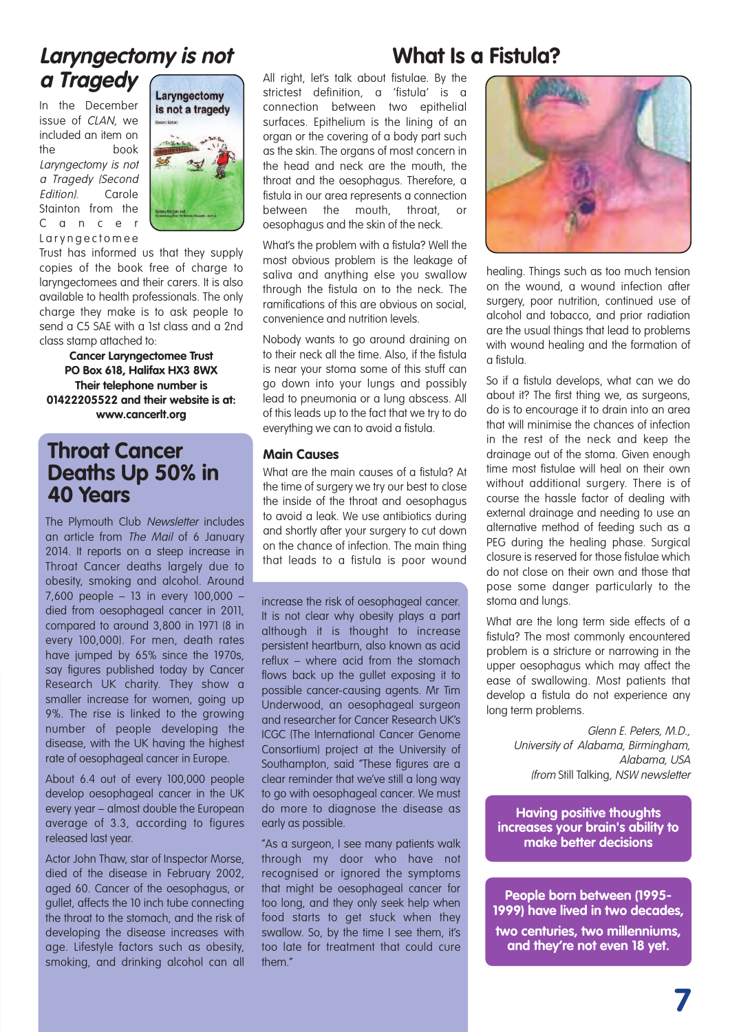## *Laryngectomy is not a Tragedy*

In the December issue of *CLAN*, we included an item on the book *Laryngectomy is not a Tragedy (Second Edition)*. Carole Stainton from the Cancer Laryngectomee Trust has informed us that they supply copies of the book free of charge to laryngectomees and their carers. It is also available to health professionals. The only charge they make is to ask people to send a C5 SAE with a 1st class and a 2nd class stamp attached to:

**Cancer Laryngectomee Trust**
**PO Box 618, Halifax HX3 8WX**
**Their telephone number is 01422205522 and their website is at: www.cancerlt.org**

## Throat Cancer Deaths Up 50% in 40 Years

The Plymouth Club *Newsletter* includes an article from *The Mail* of 6 January 2014. It reports on a steep increase in Throat Cancer deaths largely due to obesity, smoking and alcohol. Around 7,600 people – 13 in every 100,000 – died from oesophageal cancer in 2011, compared to around 3,800 in 1971 (8 in every 100,000). For men, death rates have jumped by 65% since the 1970s, say figures published today by Cancer Research UK charity. They show a smaller increase for women, going up 9%. The rise is linked to the growing number of people developing the disease, with the UK having the highest rate of oesophageal cancer in Europe.

About 6.4 out of every 100,000 people develop oesophageal cancer in the UK every year – almost double the European average of 3.3, according to figures released last year.

Actor John Thaw, star of Inspector Morse, died of the disease in February 2002, aged 60. Cancer of the oesophagus, or gullet, affects the 10 inch tube connecting the throat to the stomach, and the risk of developing the disease increases with age. Lifestyle factors such as obesity, smoking, and drinking alcohol can all increase the risk of oesophageal cancer. It is not clear why obesity plays a part although it is thought to increase persistent heartburn, also known as acid reflux – where acid from the stomach flows back up the gullet exposing it to possible cancer-causing agents. Mr Tim Underwood, an oesophageal surgeon and researcher for Cancer Research UK's ICGC (The International Cancer Genome Consortium) project at the University of Southampton, said "These figures are a clear reminder that we've still a long way to go with oesophageal cancer. We must do more to diagnose the disease as early as possible.

"As a surgeon, I see many patients walk through my door who have not recognised or ignored the symptoms that might be oesophageal cancer for too long, and they only seek help when food starts to get stuck when they swallow. So, by the time I see them, it's too late for treatment that could cure them."

# What Is a Fistula?

All right, let's talk about fistulae. By the strictest definition, a 'fistula' is a connection between two epithelial surfaces. Epithelium is the lining of an organ or the covering of a body part such as the skin. The organs of most concern in the head and neck are the mouth, the throat and the oesophagus. Therefore, a fistula in our area represents a connection between the mouth, throat, or oesophagus and the skin of the neck.

What's the problem with a fistula? Well the most obvious problem is the leakage of saliva and anything else you swallow through the fistula on to the neck. The ramifications of this are obvious on social, convenience and nutrition levels.

Nobody wants to go around draining on to their neck all the time. Also, if the fistula is near your stoma some of this stuff can go down into your lungs and possibly lead to pneumonia or a lung abscess. All of this leads up to the fact that we try to do everything we can to avoid a fistula.

### Main Causes

What are the main causes of a fistula? At the time of surgery we try our best to close the inside of the throat and oesophagus to avoid a leak. We use antibiotics during and shortly after your surgery to cut down on the chance of infection. The main thing that leads to a fistula is poor wound healing. Things such as too much tension on the wound, a wound infection after surgery, poor nutrition, continued use of alcohol and tobacco, and prior radiation are the usual things that lead to problems with wound healing and the formation of a fistula.

So if a fistula develops, what can we do about it? The first thing we, as surgeons, do is to encourage it to drain into an area that will minimise the chances of infection in the rest of the neck and keep the drainage out of the stoma. Given enough time most fistulae will heal on their own without additional surgery. There is of course the hassle factor of dealing with external drainage and needing to use an alternative method of feeding such as a PEG during the healing phase. Surgical closure is reserved for those fistulae which do not close on their own and those that pose some danger particularly to the stoma and lungs.

What are the long term side effects of a fistula? The most commonly encountered problem is a stricture or narrowing in the upper oesophagus which may affect the ease of swallowing. Most patients that develop a fistula do not experience any long term problems.

*Glenn E. Peters, M.D.,*
*University of Alabama, Birmingham, Alabama, USA*
*(from* Still Talking, *NSW newsletter*

**Having positive thoughts increases your brain's ability to make better decisions**

**People born between (1995-1999) have lived in two decades, two centuries, two millenniums, and they're not even 18 yet.**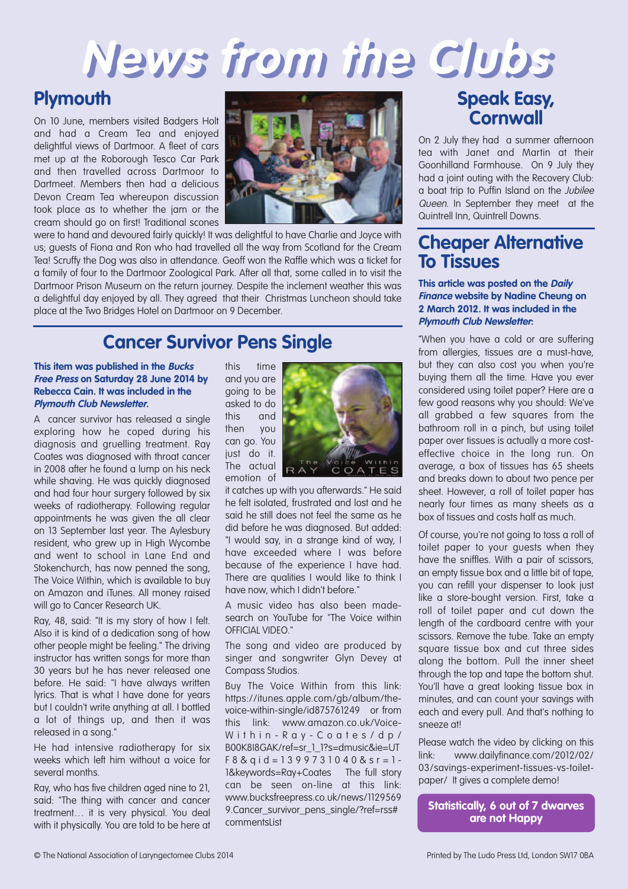# News from the Clubs

## Plymouth

On 10 June, members visited Badgers Holt and had a Cream Tea and enjoyed delightful views of Dartmoor. A fleet of cars met up at the Roborough Tesco Car Park and then travelled across Dartmoor to Dartmeet. Members then had a delicious Devon Cream Tea whereupon discussion took place as to whether the jam or the cream should go on first! Traditional scones were to hand and devoured fairly quickly! It was delightful to have Charlie and Joyce with us; guests of Fiona and Ron who had travelled all the way from Scotland for the Cream Tea! Scruffy the Dog was also in attendance. Geoff won the Raffle which was a ticket for a family of four to the Dartmoor Zoological Park. After all that, some called in to visit the Dartmoor Prison Museum on the return journey. Despite the inclement weather this was a delightful day enjoyed by all. They agreed that their Christmas Luncheon should take place at the Two Bridges Hotel on Dartmoor on 9 December.

## Cancer Survivor Pens Single

**This item was published in the *Bucks Free Press* on Saturday 28 June 2014 by Rebecca Cain. It was included in the *Plymouth Club Newsletter*.**

A cancer survivor has released a single exploring how he coped during his diagnosis and gruelling treatment. Ray Coates was diagnosed with throat cancer in 2008 after he found a lump on his neck while shaving. He was quickly diagnosed and had four hour surgery followed by six weeks of radiotherapy. Following regular appointments he was given the all clear on 13 September last year. The Aylesbury resident, who grew up in High Wycombe and went to school in Lane End and Stokenchurch, has now penned the song, The Voice Within, which is available to buy on Amazon and iTunes. All money raised will go to Cancer Research UK.

Ray, 48, said: "It is my story of how I felt. Also it is kind of a dedication song of how other people might be feeling." The driving instructor has written songs for more than 30 years but he has never released one before. He said: "I have always written lyrics. That is what I have done for years but I couldn't write anything at all. I bottled a lot of things up, and then it was released in a song."

He had intensive radiotherapy for six weeks which left him without a voice for several months.

Ray, who has five children aged nine to 21, said: "The thing with cancer and cancer treatment… it is very physical. You deal with it physically. You are told to be here at this time and you are going to be asked to do this and then you can go. You just do it. The actual emotion of it catches up with you afterwards." He said he felt isolated, frustrated and lost and he said he still does not feel the same as he did before he was diagnosed. But added: "I would say, in a strange kind of way, I have exceeded where I was before because of the experience I have had. There are qualities I would like to think I have now, which I didn't before."

A music video has also been made-search on YouTube for "The Voice within OFFICIAL VIDEO."

The song and video are produced by singer and songwriter Glyn Devey at Compass Studios.

Buy The Voice Within from this link: https://itunes.apple.com/gb/album/the-voice-within-single/id875761249 or from this link: www.amazon.co.uk/Voice-Within-Ray-Coates/dp/B00K8I8GAK/ref=sr_1_1?s=dmusic&ie=UTF8&qid=1399731040&sr=1-1&keywords=Ray+Coates The full story can be seen on-line at this link: www.bucksfreepress.co.uk/news/11295699.Cancer_survivor_pens_single/?ref=rss#commentsList

## Speak Easy, Cornwall

On 2 July they had a summer afternoon tea with Janet and Martin at their Goonhilland Farmhouse. On 9 July they had a joint outing with the Recovery Club: a boat trip to Puffin Island on the *Jubilee Queen*. In September they meet at the Quintrell Inn, Quintrell Downs.

## Cheaper Alternative To Tissues

**This article was posted on the *Daily Finance* website by Nadine Cheung on 2 March 2012. It was included in the *Plymouth Club Newsletter*:**

"When you have a cold or are suffering from allergies, tissues are a must-have, but they can also cost you when you're buying them all the time. Have you ever considered using toilet paper? Here are a few good reasons why you should: We've all grabbed a few squares from the bathroom roll in a pinch, but using toilet paper over tissues is actually a more cost-effective choice in the long run. On average, a box of tissues has 65 sheets and breaks down to about two pence per sheet. However, a roll of toilet paper has nearly four times as many sheets as a box of tissues and costs half as much.

Of course, you're not going to toss a roll of toilet paper to your guests when they have the sniffles. With a pair of scissors, an empty tissue box and a little bit of tape, you can refill your dispenser to look just like a store-bought version. First, take a roll of toilet paper and cut down the length of the cardboard centre with your scissors. Remove the tube. Take an empty square tissue box and cut three sides along the bottom. Pull the inner sheet through the top and tape the bottom shut. You'll have a great looking tissue box in minutes, and can count your savings with each and every pull. And that's nothing to sneeze at!

Please watch the video by clicking on this link: www.dailyfinance.com/2012/02/03/savings-experiment-tissues-vs-toilet-paper/ It gives a complete demo!

**Statistically, 6 out of 7 dwarves are not Happy**

© The National Association of Laryngectomee Clubs 2014

Printed by The Ludo Press Ltd, London SW17 0BA